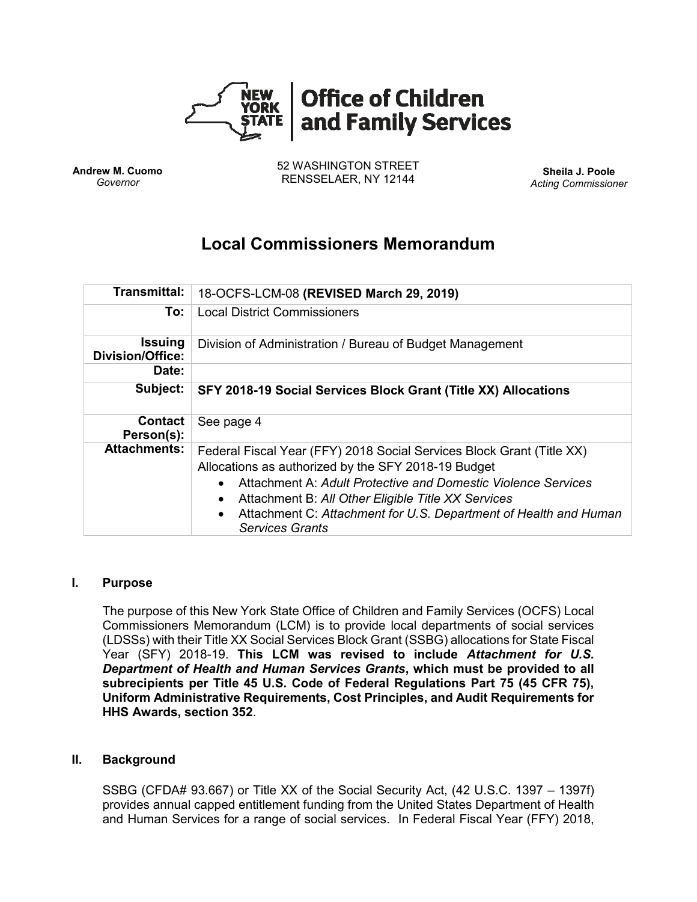**New York State | Office of Children and Family Services**

**Andrew M. Cuomo**
*Governor*

52 WASHINGTON STREET
RENSSELAER, NY 12144

**Sheila J. Poole**
*Acting Commissioner*

# Local Commissioners Memorandum

| | |
|---|---|
| **Transmittal:** | 18-OCFS-LCM-08 **(REVISED March 29, 2019)** |
| **To:** | Local District Commissioners |
| **Issuing Division/Office:** | Division of Administration / Bureau of Budget Management |
| **Date:** | |
| **Subject:** | **SFY 2018-19 Social Services Block Grant (Title XX) Allocations** |
| **Contact Person(s):** | See page 4 |
| **Attachments:** | Federal Fiscal Year (FFY) 2018 Social Services Block Grant (Title XX) Allocations as authorized by the SFY 2018-19 Budget<br>• Attachment A: *Adult Protective and Domestic Violence Services*<br>• Attachment B: *All Other Eligible Title XX Services*<br>• Attachment C: *Attachment for U.S. Department of Health and Human Services Grants* |

## I. Purpose

The purpose of this New York State Office of Children and Family Services (OCFS) Local Commissioners Memorandum (LCM) is to provide local departments of social services (LDSSs) with their Title XX Social Services Block Grant (SSBG) allocations for State Fiscal Year (SFY) 2018-19. **This LCM was revised to include *Attachment for U.S. Department of Health and Human Services Grants*, which must be provided to all subrecipients per Title 45 U.S. Code of Federal Regulations Part 75 (45 CFR 75), Uniform Administrative Requirements, Cost Principles, and Audit Requirements for HHS Awards, section 352**.

## II. Background

SSBG (CFDA# 93.667) or Title XX of the Social Security Act, (42 U.S.C. 1397 – 1397f) provides annual capped entitlement funding from the United States Department of Health and Human Services for a range of social services. In Federal Fiscal Year (FFY) 2018,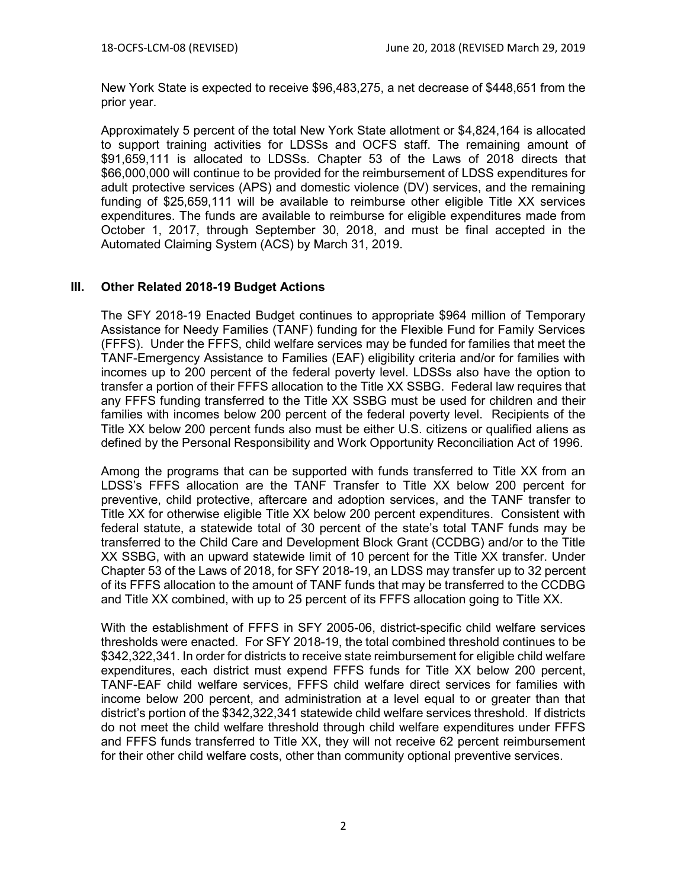New York State is expected to receive $96,483,275, a net decrease of $448,651 from the prior year.

Approximately 5 percent of the total New York State allotment or $4,824,164 is allocated to support training activities for LDSSs and OCFS staff. The remaining amount of $91,659,111 is allocated to LDSSs. Chapter 53 of the Laws of 2018 directs that $66,000,000 will continue to be provided for the reimbursement of LDSS expenditures for adult protective services (APS) and domestic violence (DV) services, and the remaining funding of $25,659,111 will be available to reimburse other eligible Title XX services expenditures. The funds are available to reimburse for eligible expenditures made from October 1, 2017, through September 30, 2018, and must be final accepted in the Automated Claiming System (ACS) by March 31, 2019.

## III. Other Related 2018-19 Budget Actions

The SFY 2018-19 Enacted Budget continues to appropriate $964 million of Temporary Assistance for Needy Families (TANF) funding for the Flexible Fund for Family Services (FFFS). Under the FFFS, child welfare services may be funded for families that meet the TANF-Emergency Assistance to Families (EAF) eligibility criteria and/or for families with incomes up to 200 percent of the federal poverty level. LDSSs also have the option to transfer a portion of their FFFS allocation to the Title XX SSBG. Federal law requires that any FFFS funding transferred to the Title XX SSBG must be used for children and their families with incomes below 200 percent of the federal poverty level. Recipients of the Title XX below 200 percent funds also must be either U.S. citizens or qualified aliens as defined by the Personal Responsibility and Work Opportunity Reconciliation Act of 1996.

Among the programs that can be supported with funds transferred to Title XX from an LDSS's FFFS allocation are the TANF Transfer to Title XX below 200 percent for preventive, child protective, aftercare and adoption services, and the TANF transfer to Title XX for otherwise eligible Title XX below 200 percent expenditures. Consistent with federal statute, a statewide total of 30 percent of the state's total TANF funds may be transferred to the Child Care and Development Block Grant (CCDBG) and/or to the Title XX SSBG, with an upward statewide limit of 10 percent for the Title XX transfer. Under Chapter 53 of the Laws of 2018, for SFY 2018-19, an LDSS may transfer up to 32 percent of its FFFS allocation to the amount of TANF funds that may be transferred to the CCDBG and Title XX combined, with up to 25 percent of its FFFS allocation going to Title XX.

With the establishment of FFFS in SFY 2005-06, district-specific child welfare services thresholds were enacted. For SFY 2018-19, the total combined threshold continues to be $342,322,341. In order for districts to receive state reimbursement for eligible child welfare expenditures, each district must expend FFFS funds for Title XX below 200 percent, TANF-EAF child welfare services, FFFS child welfare direct services for families with income below 200 percent, and administration at a level equal to or greater than that district's portion of the $342,322,341 statewide child welfare services threshold. If districts do not meet the child welfare threshold through child welfare expenditures under FFFS and FFFS funds transferred to Title XX, they will not receive 62 percent reimbursement for their other child welfare costs, other than community optional preventive services.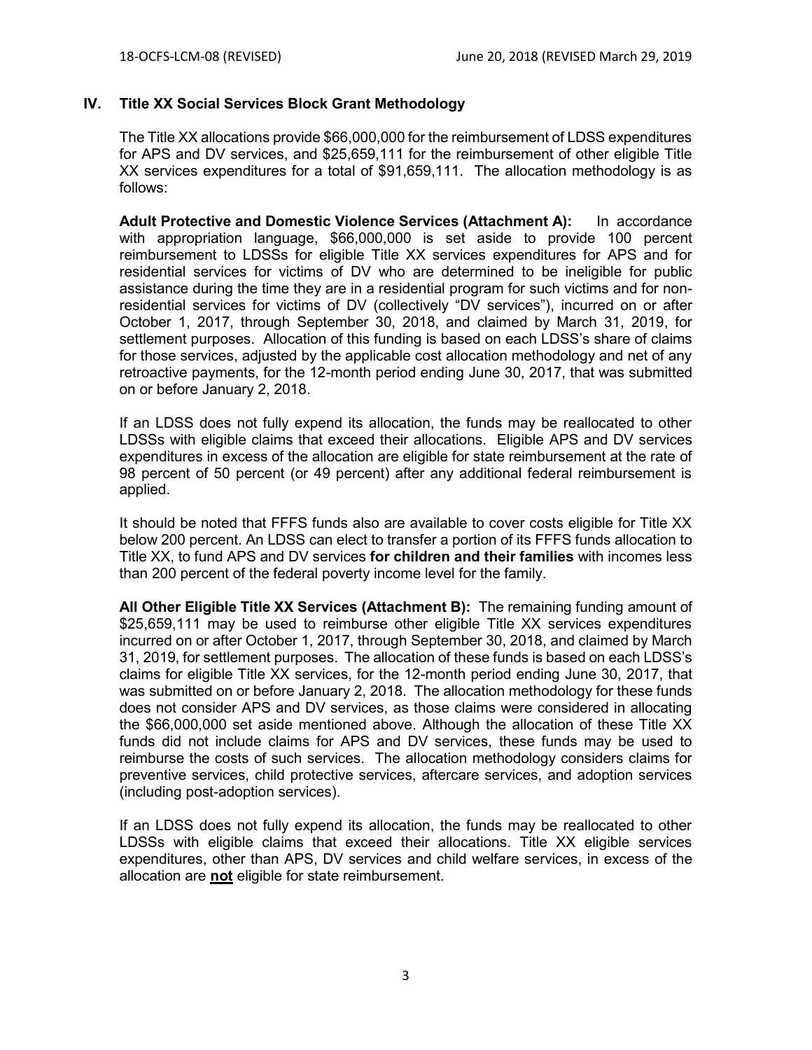## IV. Title XX Social Services Block Grant Methodology

The Title XX allocations provide $66,000,000 for the reimbursement of LDSS expenditures for APS and DV services, and $25,659,111 for the reimbursement of other eligible Title XX services expenditures for a total of $91,659,111. The allocation methodology is as follows:

**Adult Protective and Domestic Violence Services (Attachment A):** In accordance with appropriation language, $66,000,000 is set aside to provide 100 percent reimbursement to LDSSs for eligible Title XX services expenditures for APS and for residential services for victims of DV who are determined to be ineligible for public assistance during the time they are in a residential program for such victims and for non-residential services for victims of DV (collectively "DV services"), incurred on or after October 1, 2017, through September 30, 2018, and claimed by March 31, 2019, for settlement purposes. Allocation of this funding is based on each LDSS's share of claims for those services, adjusted by the applicable cost allocation methodology and net of any retroactive payments, for the 12-month period ending June 30, 2017, that was submitted on or before January 2, 2018.

If an LDSS does not fully expend its allocation, the funds may be reallocated to other LDSSs with eligible claims that exceed their allocations. Eligible APS and DV services expenditures in excess of the allocation are eligible for state reimbursement at the rate of 98 percent of 50 percent (or 49 percent) after any additional federal reimbursement is applied.

It should be noted that FFFS funds also are available to cover costs eligible for Title XX below 200 percent. An LDSS can elect to transfer a portion of its FFFS funds allocation to Title XX, to fund APS and DV services **for children and their families** with incomes less than 200 percent of the federal poverty income level for the family.

**All Other Eligible Title XX Services (Attachment B):** The remaining funding amount of $25,659,111 may be used to reimburse other eligible Title XX services expenditures incurred on or after October 1, 2017, through September 30, 2018, and claimed by March 31, 2019, for settlement purposes. The allocation of these funds is based on each LDSS's claims for eligible Title XX services, for the 12-month period ending June 30, 2017, that was submitted on or before January 2, 2018. The allocation methodology for these funds does not consider APS and DV services, as those claims were considered in allocating the $66,000,000 set aside mentioned above. Although the allocation of these Title XX funds did not include claims for APS and DV services, these funds may be used to reimburse the costs of such services. The allocation methodology considers claims for preventive services, child protective services, aftercare services, and adoption services (including post-adoption services).

If an LDSS does not fully expend its allocation, the funds may be reallocated to other LDSSs with eligible claims that exceed their allocations. Title XX eligible services expenditures, other than APS, DV services and child welfare services, in excess of the allocation are **<u>not</u>** eligible for state reimbursement.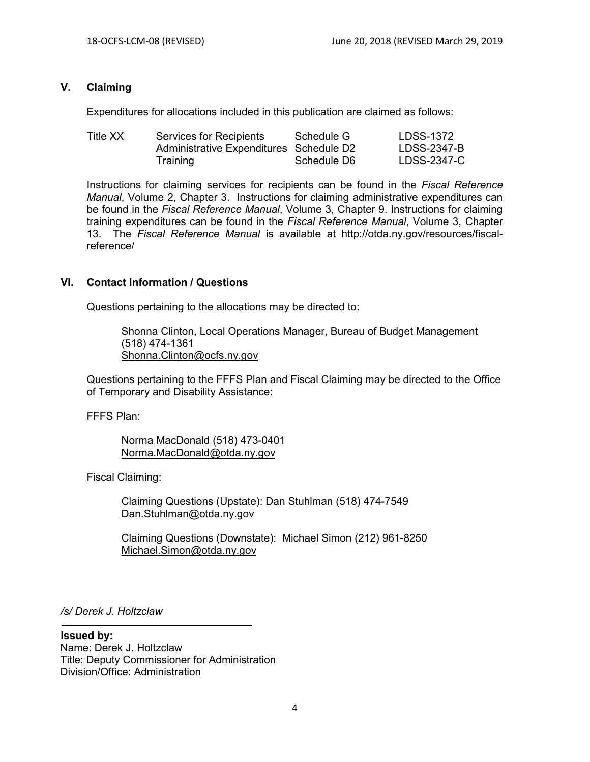## V. Claiming

Expenditures for allocations included in this publication are claimed as follows:

| | | | |
|---|---|---|---|
| Title XX | Services for Recipients | Schedule G | LDSS-1372 |
| | Administrative Expenditures | Schedule D2 | LDSS-2347-B |
| | Training | Schedule D6 | LDSS-2347-C |

Instructions for claiming services for recipients can be found in the *Fiscal Reference Manual*, Volume 2, Chapter 3. Instructions for claiming administrative expenditures can be found in the *Fiscal Reference Manual*, Volume 3, Chapter 9. Instructions for claiming training expenditures can be found in the *Fiscal Reference Manual*, Volume 3, Chapter 13. The *Fiscal Reference Manual* is available at http://otda.ny.gov/resources/fiscal-reference/

## VI. Contact Information / Questions

Questions pertaining to the allocations may be directed to:

> Shonna Clinton, Local Operations Manager, Bureau of Budget Management
> (518) 474-1361
> Shonna.Clinton@ocfs.ny.gov

Questions pertaining to the FFFS Plan and Fiscal Claiming may be directed to the Office of Temporary and Disability Assistance:

FFFS Plan:

> Norma MacDonald (518) 473-0401
> Norma.MacDonald@otda.ny.gov

Fiscal Claiming:

> Claiming Questions (Upstate): Dan Stuhlman (518) 474-7549
> Dan.Stuhlman@otda.ny.gov
>
> Claiming Questions (Downstate): Michael Simon (212) 961-8250
> Michael.Simon@otda.ny.gov

*/s/ Derek J. Holtzclaw*

**Issued by:**
Name: Derek J. Holtzclaw
Title: Deputy Commissioner for Administration
Division/Office: Administration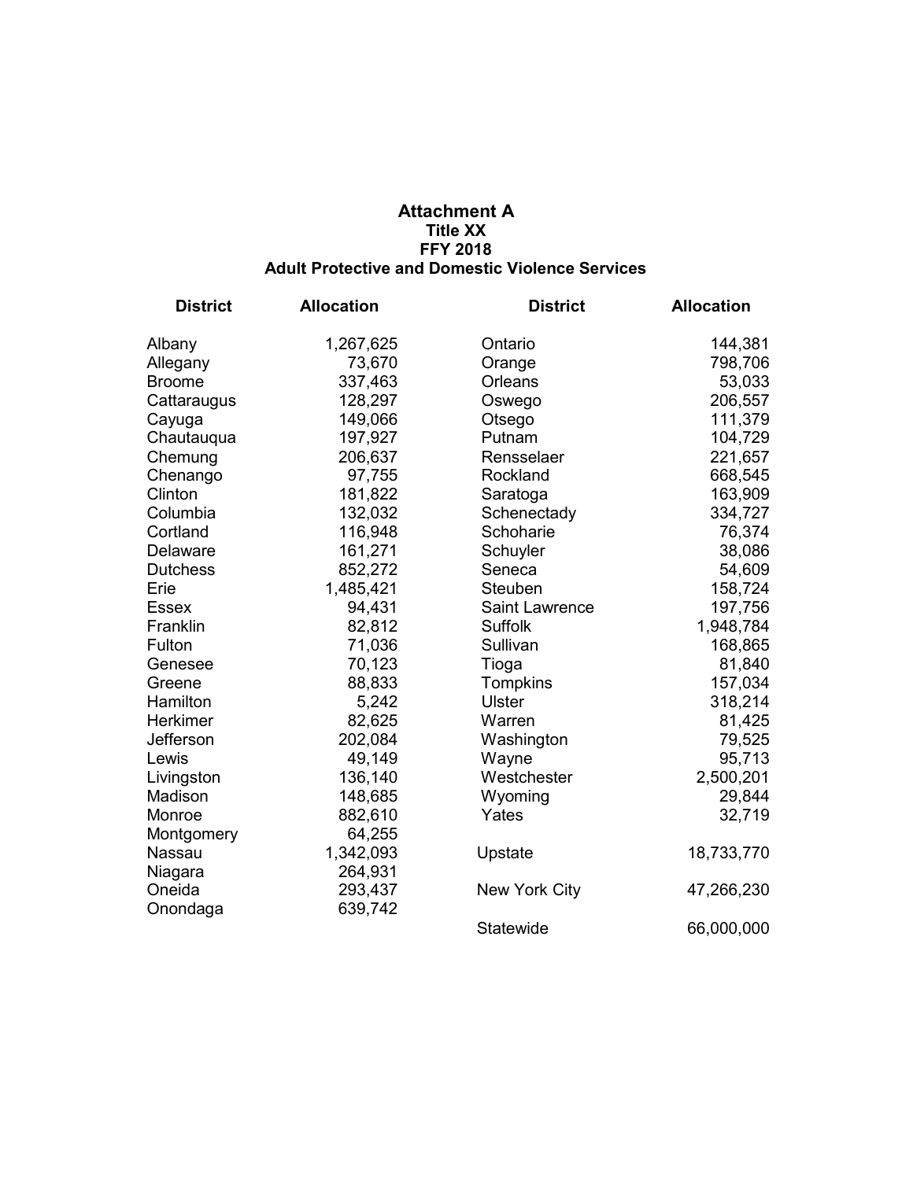# Attachment A
## Title XX
## FFY 2018
## Adult Protective and Domestic Violence Services

| District | Allocation | District | Allocation |
|---|---|---|---|
| Albany | 1,267,625 | Ontario | 144,381 |
| Allegany | 73,670 | Orange | 798,706 |
| Broome | 337,463 | Orleans | 53,033 |
| Cattaraugus | 128,297 | Oswego | 206,557 |
| Cayuga | 149,066 | Otsego | 111,379 |
| Chautauqua | 197,927 | Putnam | 104,729 |
| Chemung | 206,637 | Rensselaer | 221,657 |
| Chenango | 97,755 | Rockland | 668,545 |
| Clinton | 181,822 | Saratoga | 163,909 |
| Columbia | 132,032 | Schenectady | 334,727 |
| Cortland | 116,948 | Schoharie | 76,374 |
| Delaware | 161,271 | Schuyler | 38,086 |
| Dutchess | 852,272 | Seneca | 54,609 |
| Erie | 1,485,421 | Steuben | 158,724 |
| Essex | 94,431 | Saint Lawrence | 197,756 |
| Franklin | 82,812 | Suffolk | 1,948,784 |
| Fulton | 71,036 | Sullivan | 168,865 |
| Genesee | 70,123 | Tioga | 81,840 |
| Greene | 88,833 | Tompkins | 157,034 |
| Hamilton | 5,242 | Ulster | 318,214 |
| Herkimer | 82,625 | Warren | 81,425 |
| Jefferson | 202,084 | Washington | 79,525 |
| Lewis | 49,149 | Wayne | 95,713 |
| Livingston | 136,140 | Westchester | 2,500,201 |
| Madison | 148,685 | Wyoming | 29,844 |
| Monroe | 882,610 | Yates | 32,719 |
| Montgomery | 64,255 | | |
| Nassau | 1,342,093 | Upstate | 18,733,770 |
| Niagara | 264,931 | | |
| Oneida | 293,437 | New York City | 47,266,230 |
| Onondaga | 639,742 | | |
| | | Statewide | 66,000,000 |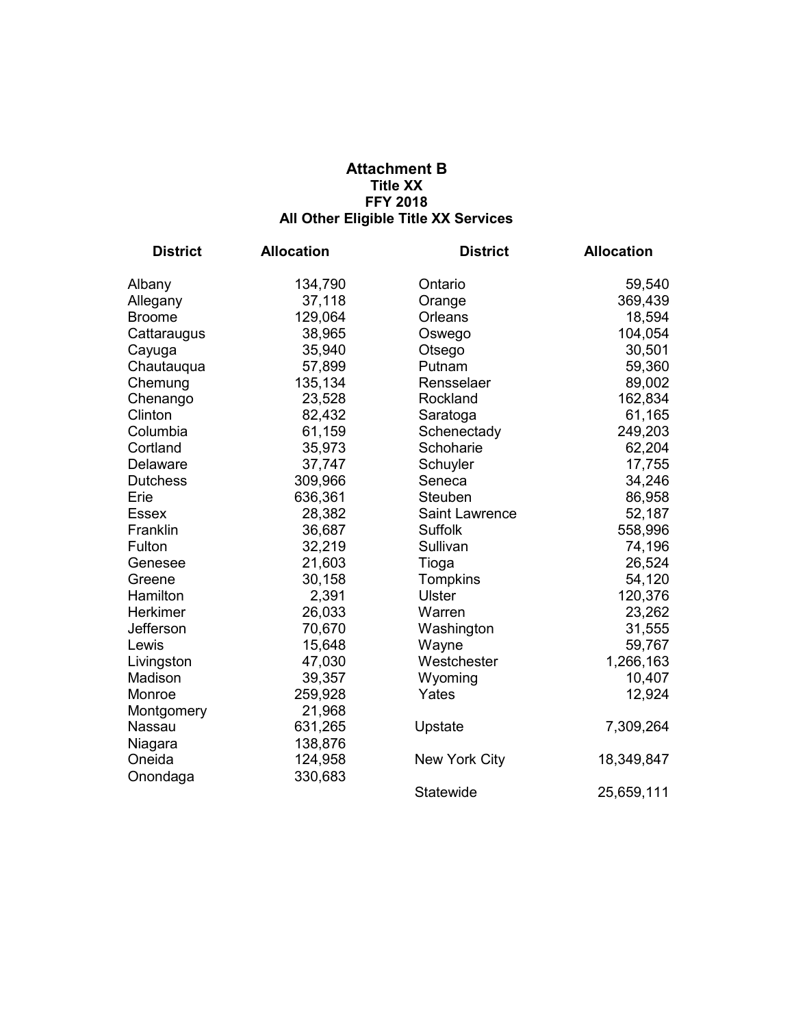# Attachment B

## Title XX

## FFY 2018

## All Other Eligible Title XX Services

| District | Allocation | District | Allocation |
|---|---|---|---|
| Albany | 134,790 | Ontario | 59,540 |
| Allegany | 37,118 | Orange | 369,439 |
| Broome | 129,064 | Orleans | 18,594 |
| Cattaraugus | 38,965 | Oswego | 104,054 |
| Cayuga | 35,940 | Otsego | 30,501 |
| Chautauqua | 57,899 | Putnam | 59,360 |
| Chemung | 135,134 | Rensselaer | 89,002 |
| Chenango | 23,528 | Rockland | 162,834 |
| Clinton | 82,432 | Saratoga | 61,165 |
| Columbia | 61,159 | Schenectady | 249,203 |
| Cortland | 35,973 | Schoharie | 62,204 |
| Delaware | 37,747 | Schuyler | 17,755 |
| Dutchess | 309,966 | Seneca | 34,246 |
| Erie | 636,361 | Steuben | 86,958 |
| Essex | 28,382 | Saint Lawrence | 52,187 |
| Franklin | 36,687 | Suffolk | 558,996 |
| Fulton | 32,219 | Sullivan | 74,196 |
| Genesee | 21,603 | Tioga | 26,524 |
| Greene | 30,158 | Tompkins | 54,120 |
| Hamilton | 2,391 | Ulster | 120,376 |
| Herkimer | 26,033 | Warren | 23,262 |
| Jefferson | 70,670 | Washington | 31,555 |
| Lewis | 15,648 | Wayne | 59,767 |
| Livingston | 47,030 | Westchester | 1,266,163 |
| Madison | 39,357 | Wyoming | 10,407 |
| Monroe | 259,928 | Yates | 12,924 |
| Montgomery | 21,968 | | |
| Nassau | 631,265 | Upstate | 7,309,264 |
| Niagara | 138,876 | | |
| Oneida | 124,958 | New York City | 18,349,847 |
| Onondaga | 330,683 | | |
| | | Statewide | 25,659,111 |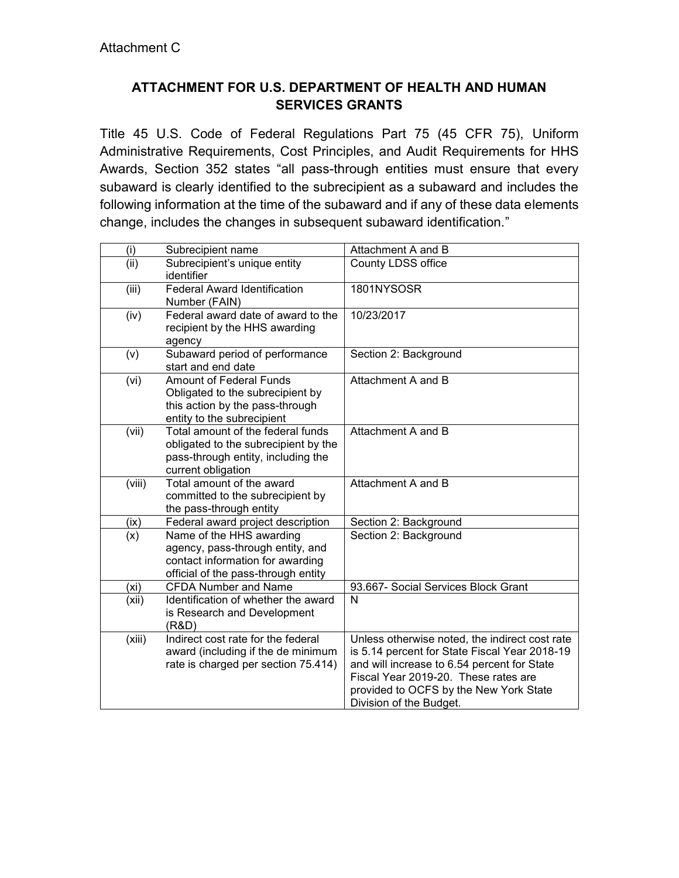Attachment C

## ATTACHMENT FOR U.S. DEPARTMENT OF HEALTH AND HUMAN SERVICES GRANTS

Title 45 U.S. Code of Federal Regulations Part 75 (45 CFR 75), Uniform Administrative Requirements, Cost Principles, and Audit Requirements for HHS Awards, Section 352 states "all pass-through entities must ensure that every subaward is clearly identified to the subrecipient as a subaward and includes the following information at the time of the subaward and if any of these data elements change, includes the changes in subsequent subaward identification."

| | | |
|---|---|---|
| (i) | Subrecipient name | Attachment A and B |
| (ii) | Subrecipient's unique entity identifier | County LDSS office |
| (iii) | Federal Award Identification Number (FAIN) | 1801NYSOSR |
| (iv) | Federal award date of award to the recipient by the HHS awarding agency | 10/23/2017 |
| (v) | Subaward period of performance start and end date | Section 2: Background |
| (vi) | Amount of Federal Funds Obligated to the subrecipient by this action by the pass-through entity to the subrecipient | Attachment A and B |
| (vii) | Total amount of the federal funds obligated to the subrecipient by the pass-through entity, including the current obligation | Attachment A and B |
| (viii) | Total amount of the award committed to the subrecipient by the pass-through entity | Attachment A and B |
| (ix) | Federal award project description | Section 2: Background |
| (x) | Name of the HHS awarding agency, pass-through entity, and contact information for awarding official of the pass-through entity | Section 2: Background |
| (xi) | CFDA Number and Name | 93.667- Social Services Block Grant |
| (xii) | Identification of whether the award is Research and Development (R&D) | N |
| (xiii) | Indirect cost rate for the federal award (including if the de minimum rate is charged per section 75.414) | Unless otherwise noted, the indirect cost rate is 5.14 percent for State Fiscal Year 2018-19 and will increase to 6.54 percent for State Fiscal Year 2019-20. These rates are provided to OCFS by the New York State Division of the Budget. |